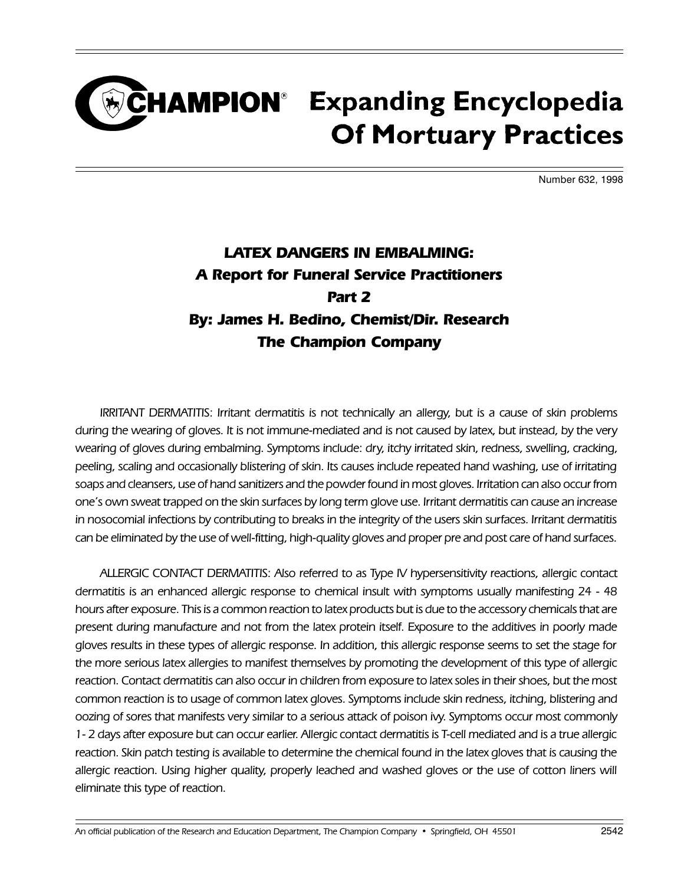# Champion® Expanding Encyclopedia Of Mortuary Practices

Number 632, 1998

## *LATEX DANGERS IN EMBALMING:*
## *A Report for Funeral Service Practitioners*
## *Part 2*
## *By: James H. Bedino, Chemist/Dir. Research*
## *The Champion Company*

IRRITANT DERMATITIS: Irritant dermatitis is not technically an allergy, but is a cause of skin problems during the wearing of gloves. It is not immune-mediated and is not caused by latex, but instead, by the very wearing of gloves during embalming. Symptoms include: dry, itchy irritated skin, redness, swelling, cracking, peeling, scaling and occasionally blistering of skin. Its causes include repeated hand washing, use of irritating soaps and cleansers, use of hand sanitizers and the powder found in most gloves. Irritation can also occur from one's own sweat trapped on the skin surfaces by long term glove use. Irritant dermatitis can cause an increase in nosocomial infections by contributing to breaks in the integrity of the users skin surfaces. Irritant dermatitis can be eliminated by the use of well-fitting, high-quality gloves and proper pre and post care of hand surfaces.

ALLERGIC CONTACT DERMATITIS: Also referred to as Type IV hypersensitivity reactions, allergic contact dermatitis is an enhanced allergic response to chemical insult with symptoms usually manifesting 24 - 48 hours after exposure. This is a common reaction to latex products but is due to the accessory chemicals that are present during manufacture and not from the latex protein itself. Exposure to the additives in poorly made gloves results in these types of allergic response. In addition, this allergic response seems to set the stage for the more serious latex allergies to manifest themselves by promoting the development of this type of allergic reaction. Contact dermatitis can also occur in children from exposure to latex soles in their shoes, but the most common reaction is to usage of common latex gloves. Symptoms include skin redness, itching, blistering and oozing of sores that manifests very similar to a serious attack of poison ivy. Symptoms occur most commonly 1- 2 days after exposure but can occur earlier. Allergic contact dermatitis is T-cell mediated and is a true allergic reaction. Skin patch testing is available to determine the chemical found in the latex gloves that is causing the allergic reaction. Using higher quality, properly leached and washed gloves or the use of cotton liners will eliminate this type of reaction.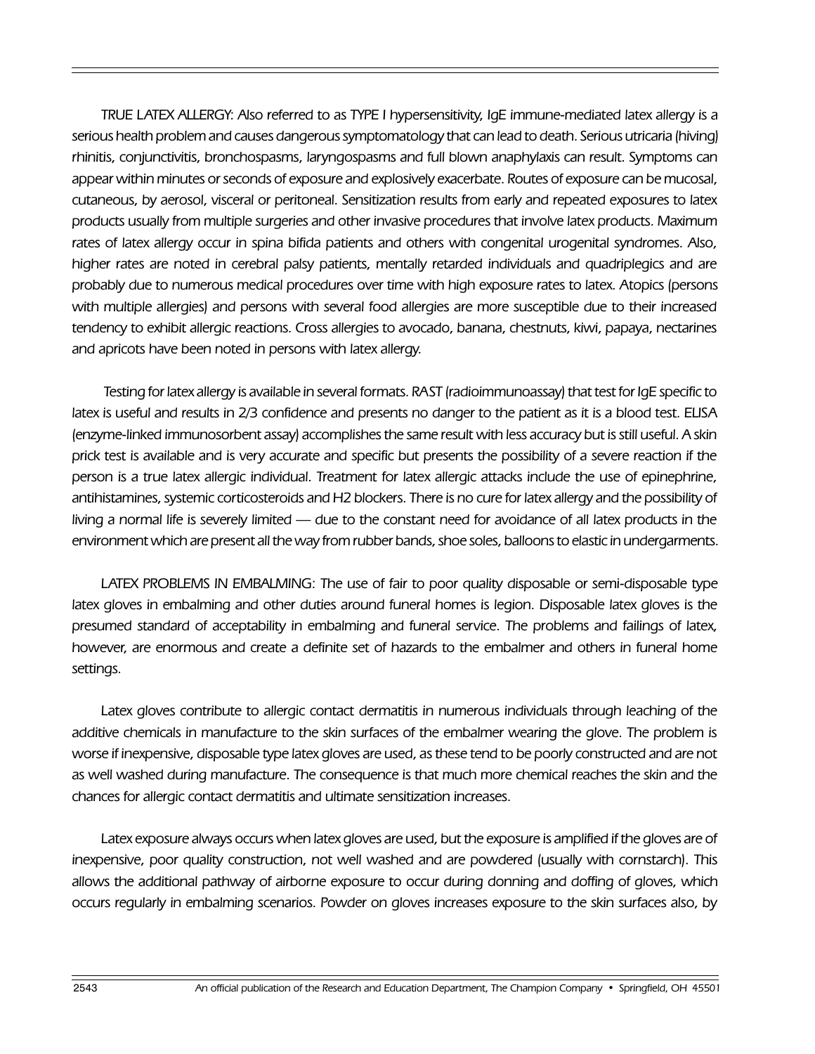TRUE LATEX ALLERGY: Also referred to as TYPE I hypersensitivity, IgE immune-mediated latex allergy is a serious health problem and causes dangerous symptomatology that can lead to death. Serious utricaria (hiving) rhinitis, conjunctivitis, bronchospasms, laryngospasms and full blown anaphylaxis can result. Symptoms can appear within minutes or seconds of exposure and explosively exacerbate. Routes of exposure can be mucosal, cutaneous, by aerosol, visceral or peritoneal. Sensitization results from early and repeated exposures to latex products usually from multiple surgeries and other invasive procedures that involve latex products. Maximum rates of latex allergy occur in spina bifida patients and others with congenital urogenital syndromes. Also, higher rates are noted in cerebral palsy patients, mentally retarded individuals and quadriplegics and are probably due to numerous medical procedures over time with high exposure rates to latex. Atopics (persons with multiple allergies) and persons with several food allergies are more susceptible due to their increased tendency to exhibit allergic reactions. Cross allergies to avocado, banana, chestnuts, kiwi, papaya, nectarines and apricots have been noted in persons with latex allergy.

Testing for latex allergy is available in several formats. RAST (radioimmunoassay) that test for IgE specific to latex is useful and results in 2/3 confidence and presents no danger to the patient as it is a blood test. ELISA (enzyme-linked immunosorbent assay) accomplishes the same result with less accuracy but is still useful. A skin prick test is available and is very accurate and specific but presents the possibility of a severe reaction if the person is a true latex allergic individual. Treatment for latex allergic attacks include the use of epinephrine, antihistamines, systemic corticosteroids and H2 blockers. There is no cure for latex allergy and the possibility of living a normal life is severely limited — due to the constant need for avoidance of all latex products in the environment which are present all the way from rubber bands, shoe soles, balloons to elastic in undergarments.

LATEX PROBLEMS IN EMBALMING: The use of fair to poor quality disposable or semi-disposable type latex gloves in embalming and other duties around funeral homes is legion. Disposable latex gloves is the presumed standard of acceptability in embalming and funeral service. The problems and failings of latex, however, are enormous and create a definite set of hazards to the embalmer and others in funeral home settings.

Latex gloves contribute to allergic contact dermatitis in numerous individuals through leaching of the additive chemicals in manufacture to the skin surfaces of the embalmer wearing the glove. The problem is worse if inexpensive, disposable type latex gloves are used, as these tend to be poorly constructed and are not as well washed during manufacture. The consequence is that much more chemical reaches the skin and the chances for allergic contact dermatitis and ultimate sensitization increases.

Latex exposure always occurs when latex gloves are used, but the exposure is amplified if the gloves are of inexpensive, poor quality construction, not well washed and are powdered (usually with cornstarch). This allows the additional pathway of airborne exposure to occur during donning and doffing of gloves, which occurs regularly in embalming scenarios. Powder on gloves increases exposure to the skin surfaces also, by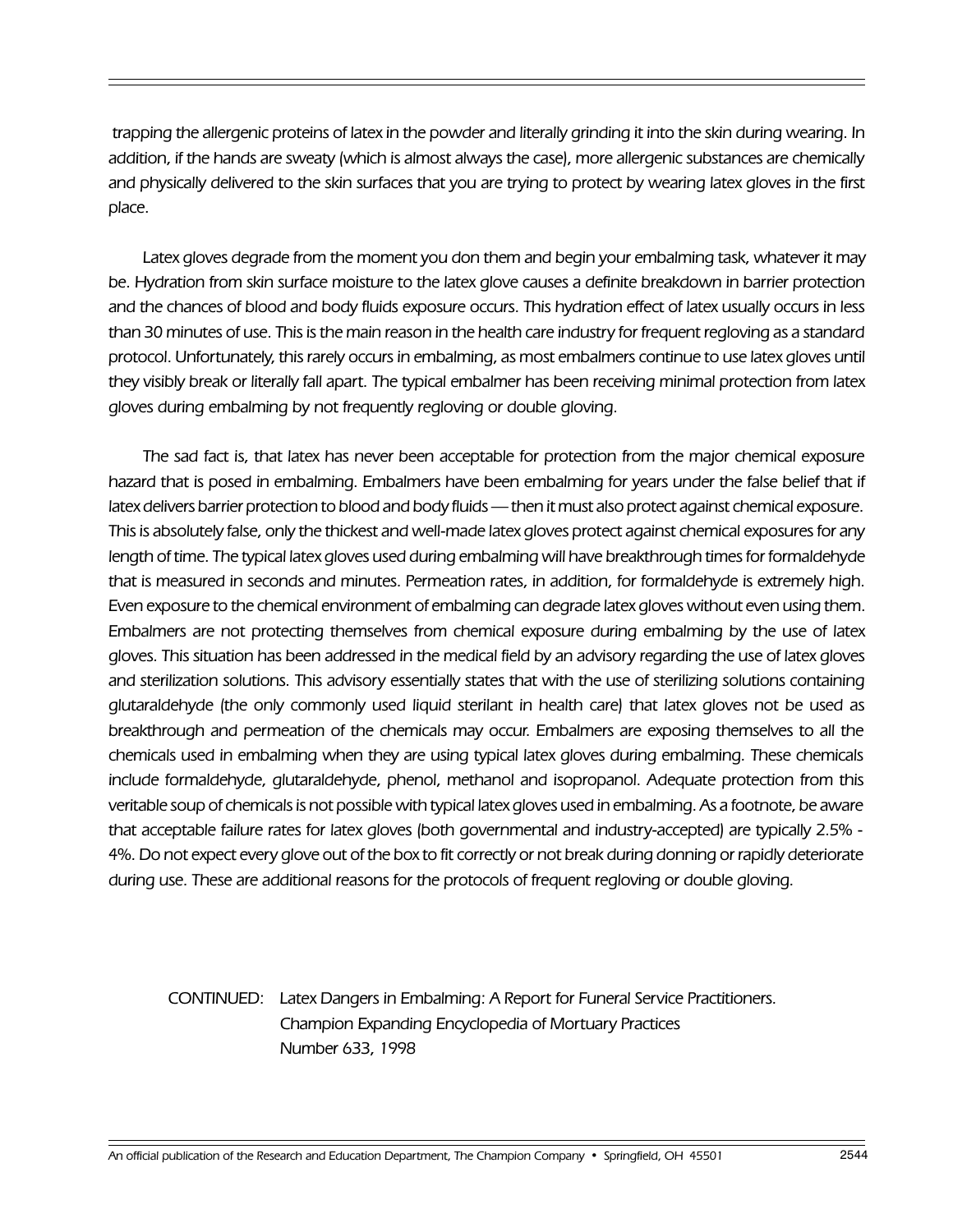trapping the allergenic proteins of latex in the powder and literally grinding it into the skin during wearing. In addition, if the hands are sweaty (which is almost always the case), more allergenic substances are chemically and physically delivered to the skin surfaces that you are trying to protect by wearing latex gloves in the first place.

Latex gloves degrade from the moment you don them and begin your embalming task, whatever it may be. Hydration from skin surface moisture to the latex glove causes a definite breakdown in barrier protection and the chances of blood and body fluids exposure occurs. This hydration effect of latex usually occurs in less than 30 minutes of use. This is the main reason in the health care industry for frequent regloving as a standard protocol. Unfortunately, this rarely occurs in embalming, as most embalmers continue to use latex gloves until they visibly break or literally fall apart. The typical embalmer has been receiving minimal protection from latex gloves during embalming by not frequently regloving or double gloving.

The sad fact is, that latex has never been acceptable for protection from the major chemical exposure hazard that is posed in embalming. Embalmers have been embalming for years under the false belief that if latex delivers barrier protection to blood and body fluids — then it must also protect against chemical exposure. This is absolutely false, only the thickest and well-made latex gloves protect against chemical exposures for any length of time. The typical latex gloves used during embalming will have breakthrough times for formaldehyde that is measured in seconds and minutes. Permeation rates, in addition, for formaldehyde is extremely high. Even exposure to the chemical environment of embalming can degrade latex gloves without even using them. Embalmers are not protecting themselves from chemical exposure during embalming by the use of latex gloves. This situation has been addressed in the medical field by an advisory regarding the use of latex gloves and sterilization solutions. This advisory essentially states that with the use of sterilizing solutions containing glutaraldehyde (the only commonly used liquid sterilant in health care) that latex gloves not be used as breakthrough and permeation of the chemicals may occur. Embalmers are exposing themselves to all the chemicals used in embalming when they are using typical latex gloves during embalming. These chemicals include formaldehyde, glutaraldehyde, phenol, methanol and isopropanol. Adequate protection from this veritable soup of chemicals is not possible with typical latex gloves used in embalming. As a footnote, be aware that acceptable failure rates for latex gloves (both governmental and industry-accepted) are typically 2.5% - 4%. Do not expect every glove out of the box to fit correctly or not break during donning or rapidly deteriorate during use. These are additional reasons for the protocols of frequent regloving or double gloving.

CONTINUED: Latex Dangers in Embalming: A Report for Funeral Service Practitioners.
Champion Expanding Encyclopedia of Mortuary Practices
Number 633, 1998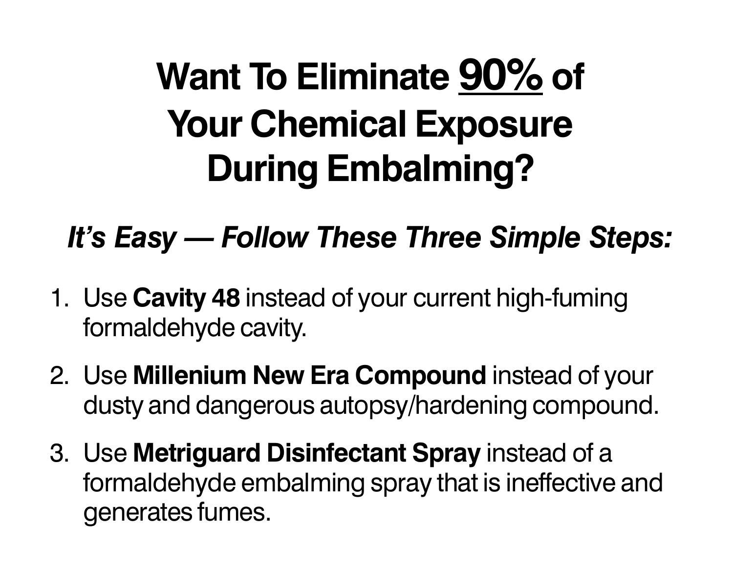# Want To Eliminate <u>90%</u> of Your Chemical Exposure During Embalming?

***It's Easy — Follow These Three Simple Steps:***

1. Use **Cavity 48** instead of your current high-fuming formaldehyde cavity.
2. Use **Millenium New Era Compound** instead of your dusty and dangerous autopsy/hardening compound.
3. Use **Metriguard Disinfectant Spray** instead of a formaldehyde embalming spray that is ineffective and generates fumes.